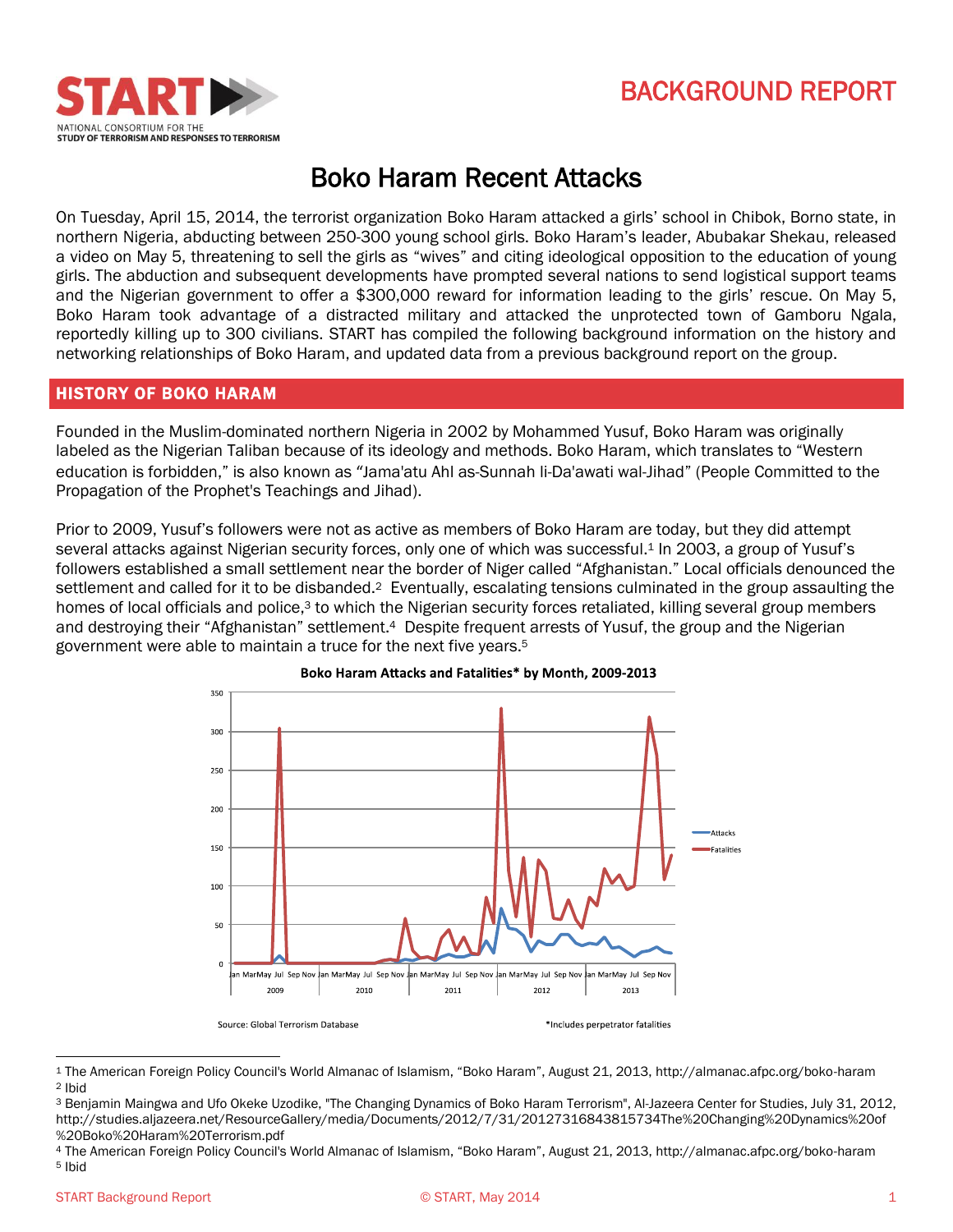# Boko Haram Recent Attacks

On Tuesday, April 15, 2014, the terrorist organization Boko Haram attacked a girls' school in Chibok, Borno state, in northern Nigeria, abducting between 250-300 young school girls. Boko Haram's leader, Abubakar Shekau, released a video on May 5, threatening to sell the girls as "wives" and citing ideological opposition to the education of young girls. The abduction and subsequent developments have prompted several nations to send logistical support teams and the Nigerian government to offer a $300,000 reward for information leading to the girls' rescue. On May 5, Boko Haram took advantage of a distracted military and attacked the unprotected town of Gamboru Ngala, reportedly killing up to 300 civilians. START has compiled the following background information on the history and networking relationships of Boko Haram, and updated data from a previous background report on the group.

## HISTORY OF BOKO HARAM

Founded in the Muslim-dominated northern Nigeria in 2002 by Mohammed Yusuf, Boko Haram was originally labeled as the Nigerian Taliban because of its ideology and methods. Boko Haram, which translates to "Western education is forbidden," is also known as "Jama'atu Ahl as-Sunnah li-Da'awati wal-Jihad" (People Committed to the Propagation of the Prophet's Teachings and Jihad).

Prior to 2009, Yusuf's followers were not as active as members of Boko Haram are today, but they did attempt several attacks against Nigerian security forces, only one of which was successful.[1] In 2003, a group of Yusuf's followers established a small settlement near the border of Niger called "Afghanistan." Local officials denounced the settlement and called for it to be disbanded.[2] Eventually, escalating tensions culminated in the group assaulting the homes of local officials and police,[3] to which the Nigerian security forces retaliated, killing several group members and destroying their "Afghanistan" settlement.[4] Despite frequent arrests of Yusuf, the group and the Nigerian government were able to maintain a truce for the next five years.[5]

**Boko Haram Attacks and Fatalities\* by Month, 2009-2013**

Source: Global Terrorism Database

\*Includes perpetrator fatalities

---

[1] The American Foreign Policy Council's World Almanac of Islamism, "Boko Haram", August 21, 2013, http://almanac.afpc.org/boko-haram

[2] Ibid

[3] Benjamin Maingwa and Ufo Okeke Uzodike, "The Changing Dynamics of Boko Haram Terrorism", Al-Jazeera Center for Studies, July 31, 2012, http://studies.aljazeera.net/ResourceGallery/media/Documents/2012/7/31/20127316843815734The%20Changing%20Dynamics%20of%20Boko%20Haram%20Terrorism.pdf

[4] The American Foreign Policy Council's World Almanac of Islamism, "Boko Haram", August 21, 2013, http://almanac.afpc.org/boko-haram

[5] Ibid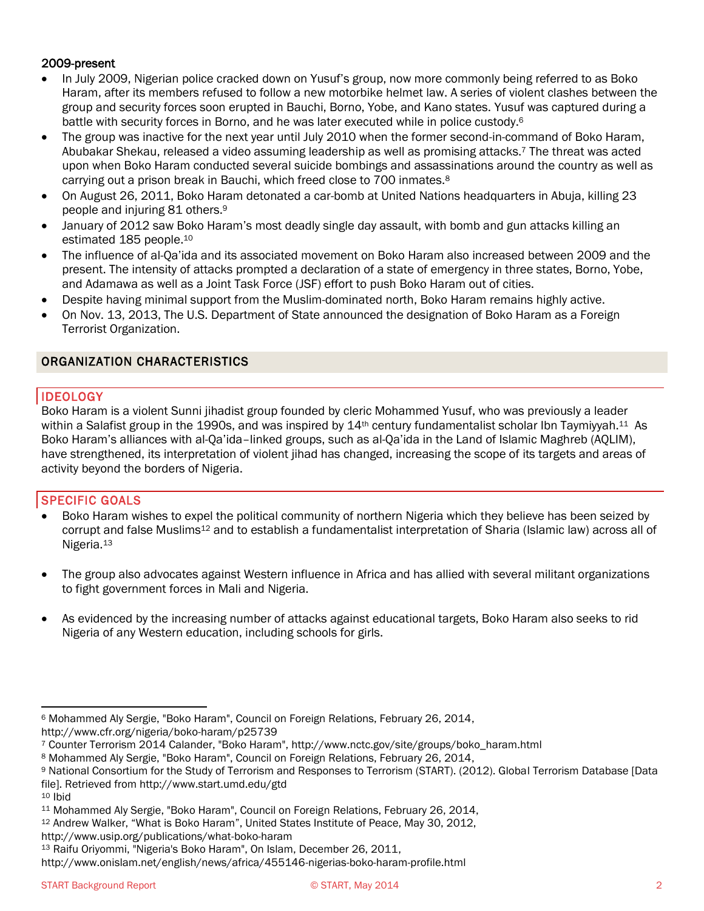### 2009-present

- In July 2009, Nigerian police cracked down on Yusuf's group, now more commonly being referred to as Boko Haram, after its members refused to follow a new motorbike helmet law. A series of violent clashes between the group and security forces soon erupted in Bauchi, Borno, Yobe, and Kano states. Yusuf was captured during a battle with security forces in Borno, and he was later executed while in police custody.[6]
- The group was inactive for the next year until July 2010 when the former second-in-command of Boko Haram, Abubakar Shekau, released a video assuming leadership as well as promising attacks.[7] The threat was acted upon when Boko Haram conducted several suicide bombings and assassinations around the country as well as carrying out a prison break in Bauchi, which freed close to 700 inmates.[8]
- On August 26, 2011, Boko Haram detonated a car-bomb at United Nations headquarters in Abuja, killing 23 people and injuring 81 others.[9]
- January of 2012 saw Boko Haram's most deadly single day assault, with bomb and gun attacks killing an estimated 185 people.[10]
- The influence of al-Qa'ida and its associated movement on Boko Haram also increased between 2009 and the present. The intensity of attacks prompted a declaration of a state of emergency in three states, Borno, Yobe, and Adamawa as well as a Joint Task Force (JSF) effort to push Boko Haram out of cities.
- Despite having minimal support from the Muslim-dominated north, Boko Haram remains highly active.
- On Nov. 13, 2013, The U.S. Department of State announced the designation of Boko Haram as a Foreign Terrorist Organization.

## ORGANIZATION CHARACTERISTICS

### IDEOLOGY

Boko Haram is a violent Sunni jihadist group founded by cleric Mohammed Yusuf, who was previously a leader within a Salafist group in the 1990s, and was inspired by 14th century fundamentalist scholar Ibn Taymiyyah.[11] As Boko Haram's alliances with al-Qa'ida–linked groups, such as al-Qa'ida in the Land of Islamic Maghreb (AQLIM), have strengthened, its interpretation of violent jihad has changed, increasing the scope of its targets and areas of activity beyond the borders of Nigeria.

### SPECIFIC GOALS

- Boko Haram wishes to expel the political community of northern Nigeria which they believe has been seized by corrupt and false Muslims[12] and to establish a fundamentalist interpretation of Sharia (Islamic law) across all of Nigeria.[13]

- The group also advocates against Western influence in Africa and has allied with several militant organizations to fight government forces in Mali and Nigeria.

- As evidenced by the increasing number of attacks against educational targets, Boko Haram also seeks to rid Nigeria of any Western education, including schools for girls.

---

[6] Mohammed Aly Sergie, "Boko Haram", Council on Foreign Relations, February 26, 2014, http://www.cfr.org/nigeria/boko-haram/p25739
[7] Counter Terrorism 2014 Calander, "Boko Haram", http://www.nctc.gov/site/groups/boko_haram.html
[8] Mohammed Aly Sergie, "Boko Haram", Council on Foreign Relations, February 26, 2014,
[9] National Consortium for the Study of Terrorism and Responses to Terrorism (START). (2012). Global Terrorism Database [Data file]. Retrieved from http://www.start.umd.edu/gtd
[10] Ibid
[11] Mohammed Aly Sergie, "Boko Haram", Council on Foreign Relations, February 26, 2014,
[12] Andrew Walker, "What is Boko Haram", United States Institute of Peace, May 30, 2012, http://www.usip.org/publications/what-boko-haram
[13] Raifu Oriyommi, "Nigeria's Boko Haram", On Islam, December 26, 2011, http://www.onislam.net/english/news/africa/455146-nigerias-boko-haram-profile.html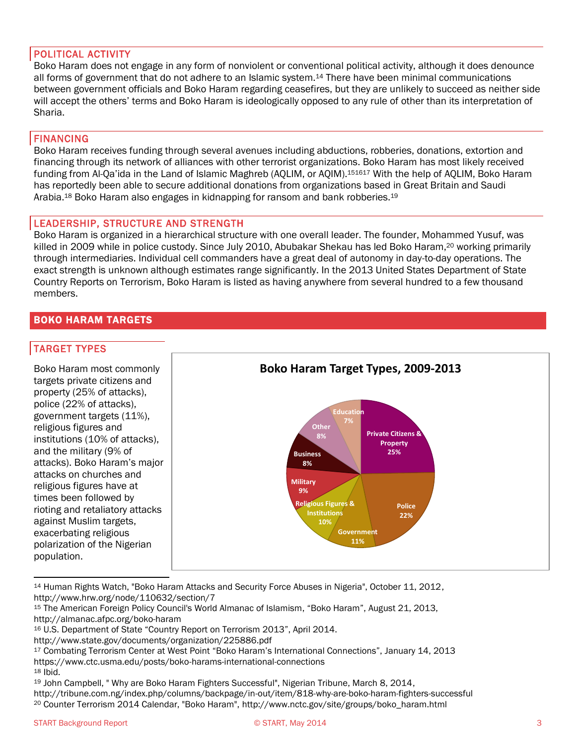## POLITICAL ACTIVITY

Boko Haram does not engage in any form of nonviolent or conventional political activity, although it does denounce all forms of government that do not adhere to an Islamic system.[14] There have been minimal communications between government officials and Boko Haram regarding ceasefires, but they are unlikely to succeed as neither side will accept the others' terms and Boko Haram is ideologically opposed to any rule of other than its interpretation of Sharia.

## FINANCING

Boko Haram receives funding through several avenues including abductions, robberies, donations, extortion and financing through its network of alliances with other terrorist organizations. Boko Haram has most likely received funding from Al-Qa'ida in the Land of Islamic Maghreb (AQLIM, or AQIM).[15][16][17] With the help of AQLIM, Boko Haram has reportedly been able to secure additional donations from organizations based in Great Britain and Saudi Arabia.[18] Boko Haram also engages in kidnapping for ransom and bank robberies.[19]

## LEADERSHIP, STRUCTURE AND STRENGTH

Boko Haram is organized in a hierarchical structure with one overall leader. The founder, Mohammed Yusuf, was killed in 2009 while in police custody. Since July 2010, Abubakar Shekau has led Boko Haram,[20] working primarily through intermediaries. Individual cell commanders have a great deal of autonomy in day-to-day operations. The exact strength is unknown although estimates range significantly. In the 2013 United States Department of State Country Reports on Terrorism, Boko Haram is listed as having anywhere from several hundred to a few thousand members.

# BOKO HARAM TARGETS

## TARGET TYPES

Boko Haram most commonly targets private citizens and property (25% of attacks), police (22% of attacks), government targets (11%), religious figures and institutions (10% of attacks), and the military (9% of attacks). Boko Haram's major attacks on churches and religious figures have at times been followed by rioting and retaliatory attacks against Muslim targets, exacerbating religious polarization of the Nigerian population.

**Boko Haram Target Types, 2009-2013**

| Target Type | Share |
|---|---|
| Private Citizens & Property | 25% |
| Police | 22% |
| Government | 11% |
| Religious Figures & Institutions | 10% |
| Military | 9% |
| Business | 8% |
| Other | 8% |
| Education | 7% |

---

[14] Human Rights Watch, "Boko Haram Attacks and Security Force Abuses in Nigeria", October 11, 2012, http://www.hrw.org/node/110632/section/7

[15] The American Foreign Policy Council's World Almanac of Islamism, "Boko Haram", August 21, 2013, http://almanac.afpc.org/boko-haram

[16] U.S. Department of State "Country Report on Terrorism 2013", April 2014. http://www.state.gov/documents/organization/225886.pdf

[17] Combating Terrorism Center at West Point "Boko Haram's International Connections", January 14, 2013 https://www.ctc.usma.edu/posts/boko-harams-international-connections

[18] Ibid.

[19] John Campbell, " Why are Boko Haram Fighters Successful", Nigerian Tribune, March 8, 2014, http://tribune.com.ng/index.php/columns/backpage/in-out/item/818-why-are-boko-haram-fighters-successful

[20] Counter Terrorism 2014 Calendar, "Boko Haram", http://www.nctc.gov/site/groups/boko_haram.html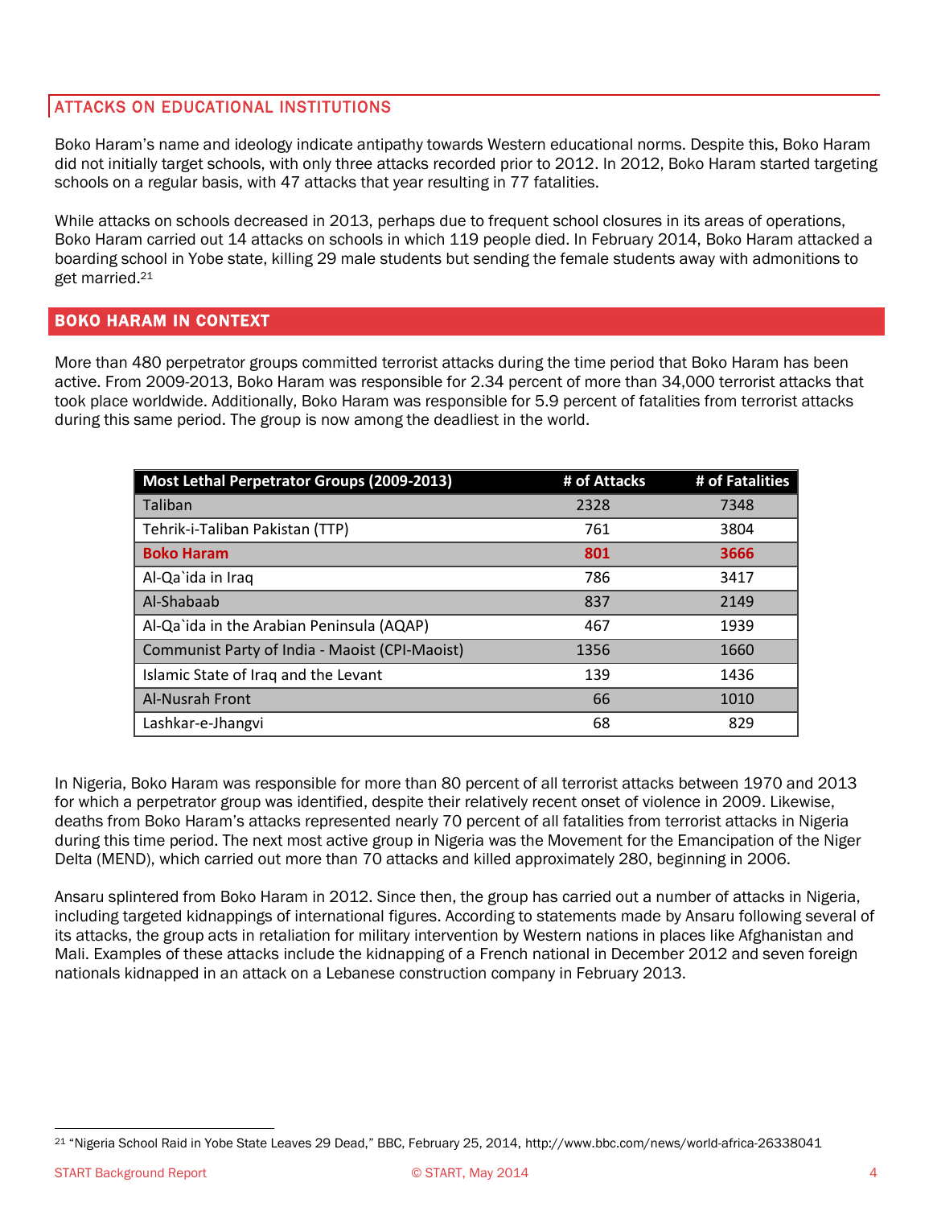## ATTACKS ON EDUCATIONAL INSTITUTIONS

Boko Haram's name and ideology indicate antipathy towards Western educational norms. Despite this, Boko Haram did not initially target schools, with only three attacks recorded prior to 2012. In 2012, Boko Haram started targeting schools on a regular basis, with 47 attacks that year resulting in 77 fatalities.

While attacks on schools decreased in 2013, perhaps due to frequent school closures in its areas of operations, Boko Haram carried out 14 attacks on schools in which 119 people died. In February 2014, Boko Haram attacked a boarding school in Yobe state, killing 29 male students but sending the female students away with admonitions to get married.[21]

## BOKO HARAM IN CONTEXT

More than 480 perpetrator groups committed terrorist attacks during the time period that Boko Haram has been active. From 2009-2013, Boko Haram was responsible for 2.34 percent of more than 34,000 terrorist attacks that took place worldwide. Additionally, Boko Haram was responsible for 5.9 percent of fatalities from terrorist attacks during this same period. The group is now among the deadliest in the world.

| Most Lethal Perpetrator Groups (2009-2013) | # of Attacks | # of Fatalities |
|---|---|---|
| Taliban | 2328 | 7348 |
| Tehrik-i-Taliban Pakistan (TTP) | 761 | 3804 |
| **Boko Haram** | **801** | **3666** |
| Al-Qa`ida in Iraq | 786 | 3417 |
| Al-Shabaab | 837 | 2149 |
| Al-Qa`ida in the Arabian Peninsula (AQAP) | 467 | 1939 |
| Communist Party of India - Maoist (CPI-Maoist) | 1356 | 1660 |
| Islamic State of Iraq and the Levant | 139 | 1436 |
| Al-Nusrah Front | 66 | 1010 |
| Lashkar-e-Jhangvi | 68 | 829 |

In Nigeria, Boko Haram was responsible for more than 80 percent of all terrorist attacks between 1970 and 2013 for which a perpetrator group was identified, despite their relatively recent onset of violence in 2009. Likewise, deaths from Boko Haram's attacks represented nearly 70 percent of all fatalities from terrorist attacks in Nigeria during this time period. The next most active group in Nigeria was the Movement for the Emancipation of the Niger Delta (MEND), which carried out more than 70 attacks and killed approximately 280, beginning in 2006.

Ansaru splintered from Boko Haram in 2012. Since then, the group has carried out a number of attacks in Nigeria, including targeted kidnappings of international figures. According to statements made by Ansaru following several of its attacks, the group acts in retaliation for military intervention by Western nations in places like Afghanistan and Mali. Examples of these attacks include the kidnapping of a French national in December 2012 and seven foreign nationals kidnapped in an attack on a Lebanese construction company in February 2013.

[21] "Nigeria School Raid in Yobe State Leaves 29 Dead," BBC, February 25, 2014, http://www.bbc.com/news/world-africa-26338041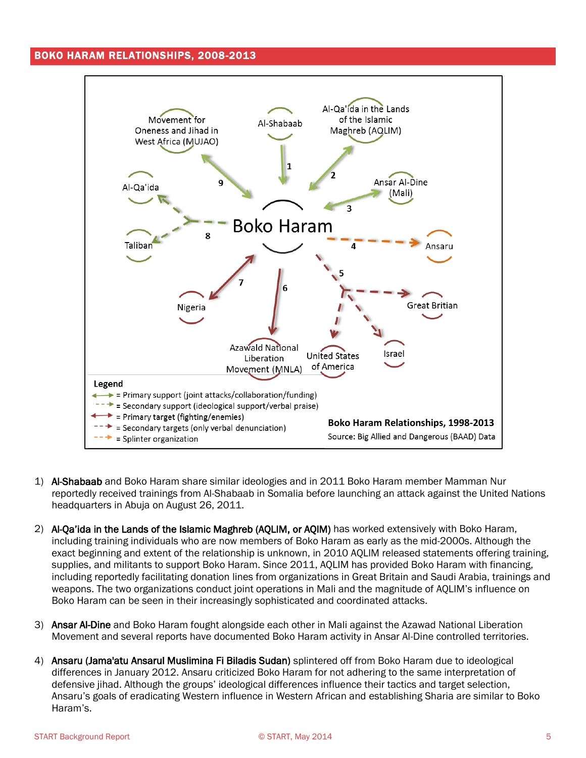## BOKO HARAM RELATIONSHIPS, 2008-2013

Movement for Oneness and Jihad in West Africa (MUJAO)

Al-Shabaab

Al-Qa'ida in the Lands of the Islamic Maghreb (AQLIM)

Ansar Al-Dine (Mali)

Al-Qa'ida

Taliban

Boko Haram

Ansaru

Nigeria

Great Britian

Azawald National Liberation Movement (MNLA)

United States of America

Israel

Legend
- = Primary support (joint attacks/collaboration/funding)
- = Secondary support (ideological support/verbal praise)
- = Primary target (fighting/enemies)
- = Secondary targets (only verbal denunciation)
- = Splinter organization

**Boko Haram Relationships, 1998-2013**
Source: Big Allied and Dangerous (BAAD) Data

1) **Al-Shabaab** and Boko Haram share similar ideologies and in 2011 Boko Haram member Mamman Nur reportedly received trainings from Al-Shabaab in Somalia before launching an attack against the United Nations headquarters in Abuja on August 26, 2011.

2) **Al-Qa'ida in the Lands of the Islamic Maghreb (AQLIM, or AQIM)** has worked extensively with Boko Haram, including training individuals who are now members of Boko Haram as early as the mid-2000s. Although the exact beginning and extent of the relationship is unknown, in 2010 AQLIM released statements offering training, supplies, and militants to support Boko Haram. Since 2011, AQLIM has provided Boko Haram with financing, including reportedly facilitating donation lines from organizations in Great Britain and Saudi Arabia, trainings and weapons. The two organizations conduct joint operations in Mali and the magnitude of AQLIM's influence on Boko Haram can be seen in their increasingly sophisticated and coordinated attacks.

3) **Ansar Al-Dine** and Boko Haram fought alongside each other in Mali against the Azawad National Liberation Movement and several reports have documented Boko Haram activity in Ansar Al-Dine controlled territories.

4) **Ansaru (Jama'atu Ansarul Muslimina Fi Biladis Sudan)** splintered off from Boko Haram due to ideological differences in January 2012. Ansaru criticized Boko Haram for not adhering to the same interpretation of defensive jihad. Although the groups' ideological differences influence their tactics and target selection, Ansaru's goals of eradicating Western influence in Western African and establishing Sharia are similar to Boko Haram's.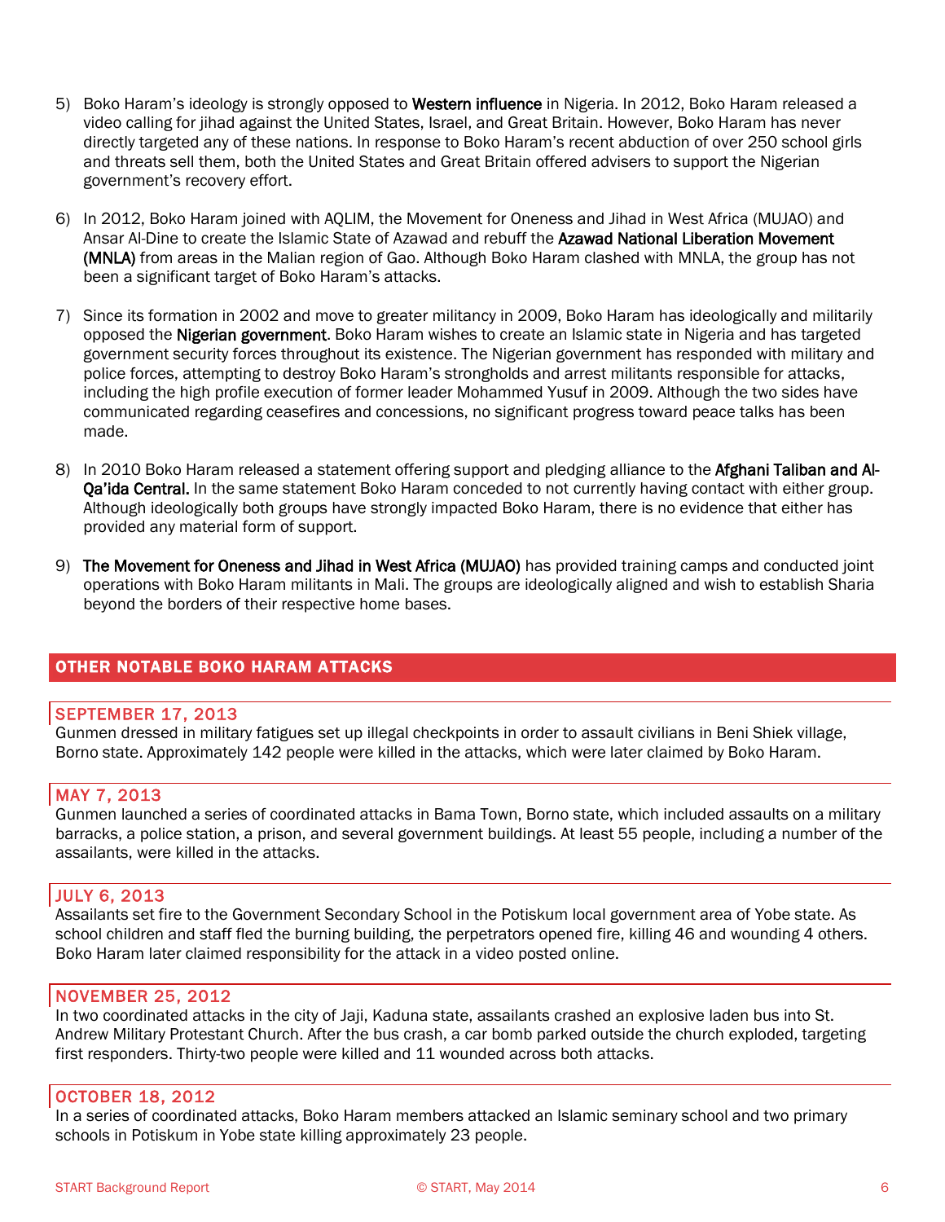5) Boko Haram's ideology is strongly opposed to **Western influence** in Nigeria. In 2012, Boko Haram released a video calling for jihad against the United States, Israel, and Great Britain. However, Boko Haram has never directly targeted any of these nations. In response to Boko Haram's recent abduction of over 250 school girls and threats sell them, both the United States and Great Britain offered advisers to support the Nigerian government's recovery effort.

6) In 2012, Boko Haram joined with AQLIM, the Movement for Oneness and Jihad in West Africa (MUJAO) and Ansar Al-Dine to create the Islamic State of Azawad and rebuff the **Azawad National Liberation Movement (MNLA)** from areas in the Malian region of Gao. Although Boko Haram clashed with MNLA, the group has not been a significant target of Boko Haram's attacks.

7) Since its formation in 2002 and move to greater militancy in 2009, Boko Haram has ideologically and militarily opposed the **Nigerian government**. Boko Haram wishes to create an Islamic state in Nigeria and has targeted government security forces throughout its existence. The Nigerian government has responded with military and police forces, attempting to destroy Boko Haram's strongholds and arrest militants responsible for attacks, including the high profile execution of former leader Mohammed Yusuf in 2009. Although the two sides have communicated regarding ceasefires and concessions, no significant progress toward peace talks has been made.

8) In 2010 Boko Haram released a statement offering support and pledging alliance to the **Afghani Taliban and Al-Qa'ida Central.** In the same statement Boko Haram conceded to not currently having contact with either group. Although ideologically both groups have strongly impacted Boko Haram, there is no evidence that either has provided any material form of support.

9) **The Movement for Oneness and Jihad in West Africa (MUJAO)** has provided training camps and conducted joint operations with Boko Haram militants in Mali. The groups are ideologically aligned and wish to establish Sharia beyond the borders of their respective home bases.

## OTHER NOTABLE BOKO HARAM ATTACKS

### SEPTEMBER 17, 2013

Gunmen dressed in military fatigues set up illegal checkpoints in order to assault civilians in Beni Shiek village, Borno state. Approximately 142 people were killed in the attacks, which were later claimed by Boko Haram.

### MAY 7, 2013

Gunmen launched a series of coordinated attacks in Bama Town, Borno state, which included assaults on a military barracks, a police station, a prison, and several government buildings. At least 55 people, including a number of the assailants, were killed in the attacks.

### JULY 6, 2013

Assailants set fire to the Government Secondary School in the Potiskum local government area of Yobe state. As school children and staff fled the burning building, the perpetrators opened fire, killing 46 and wounding 4 others. Boko Haram later claimed responsibility for the attack in a video posted online.

### NOVEMBER 25, 2012

In two coordinated attacks in the city of Jaji, Kaduna state, assailants crashed an explosive laden bus into St. Andrew Military Protestant Church. After the bus crash, a car bomb parked outside the church exploded, targeting first responders. Thirty-two people were killed and 11 wounded across both attacks.

### OCTOBER 18, 2012

In a series of coordinated attacks, Boko Haram members attacked an Islamic seminary school and two primary schools in Potiskum in Yobe state killing approximately 23 people.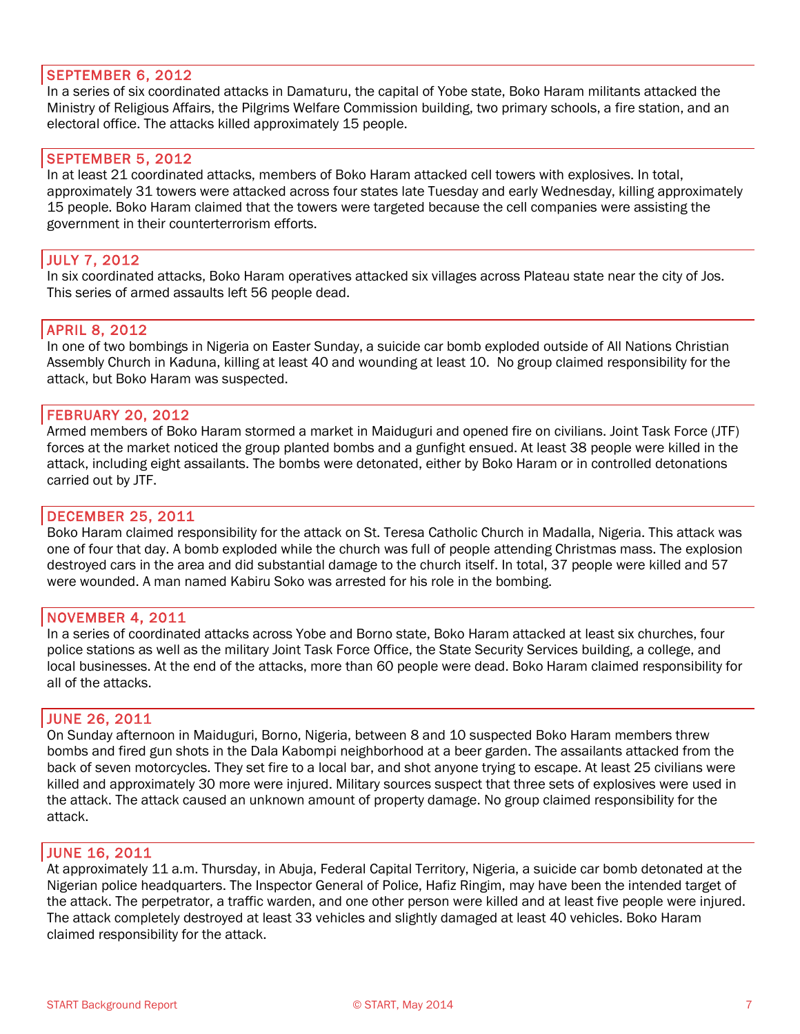## SEPTEMBER 6, 2012

In a series of six coordinated attacks in Damaturu, the capital of Yobe state, Boko Haram militants attacked the Ministry of Religious Affairs, the Pilgrims Welfare Commission building, two primary schools, a fire station, and an electoral office. The attacks killed approximately 15 people.

## SEPTEMBER 5, 2012

In at least 21 coordinated attacks, members of Boko Haram attacked cell towers with explosives. In total, approximately 31 towers were attacked across four states late Tuesday and early Wednesday, killing approximately 15 people. Boko Haram claimed that the towers were targeted because the cell companies were assisting the government in their counterterrorism efforts.

## JULY 7, 2012

In six coordinated attacks, Boko Haram operatives attacked six villages across Plateau state near the city of Jos. This series of armed assaults left 56 people dead.

## APRIL 8, 2012

In one of two bombings in Nigeria on Easter Sunday, a suicide car bomb exploded outside of All Nations Christian Assembly Church in Kaduna, killing at least 40 and wounding at least 10. No group claimed responsibility for the attack, but Boko Haram was suspected.

## FEBRUARY 20, 2012

Armed members of Boko Haram stormed a market in Maiduguri and opened fire on civilians. Joint Task Force (JTF) forces at the market noticed the group planted bombs and a gunfight ensued. At least 38 people were killed in the attack, including eight assailants. The bombs were detonated, either by Boko Haram or in controlled detonations carried out by JTF.

## DECEMBER 25, 2011

Boko Haram claimed responsibility for the attack on St. Teresa Catholic Church in Madalla, Nigeria. This attack was one of four that day. A bomb exploded while the church was full of people attending Christmas mass. The explosion destroyed cars in the area and did substantial damage to the church itself. In total, 37 people were killed and 57 were wounded. A man named Kabiru Soko was arrested for his role in the bombing.

## NOVEMBER 4, 2011

In a series of coordinated attacks across Yobe and Borno state, Boko Haram attacked at least six churches, four police stations as well as the military Joint Task Force Office, the State Security Services building, a college, and local businesses. At the end of the attacks, more than 60 people were dead. Boko Haram claimed responsibility for all of the attacks.

## JUNE 26, 2011

On Sunday afternoon in Maiduguri, Borno, Nigeria, between 8 and 10 suspected Boko Haram members threw bombs and fired gun shots in the Dala Kabompi neighborhood at a beer garden. The assailants attacked from the back of seven motorcycles. They set fire to a local bar, and shot anyone trying to escape. At least 25 civilians were killed and approximately 30 more were injured. Military sources suspect that three sets of explosives were used in the attack. The attack caused an unknown amount of property damage. No group claimed responsibility for the attack.

## JUNE 16, 2011

At approximately 11 a.m. Thursday, in Abuja, Federal Capital Territory, Nigeria, a suicide car bomb detonated at the Nigerian police headquarters. The Inspector General of Police, Hafiz Ringim, may have been the intended target of the attack. The perpetrator, a traffic warden, and one other person were killed and at least five people were injured. The attack completely destroyed at least 33 vehicles and slightly damaged at least 40 vehicles. Boko Haram claimed responsibility for the attack.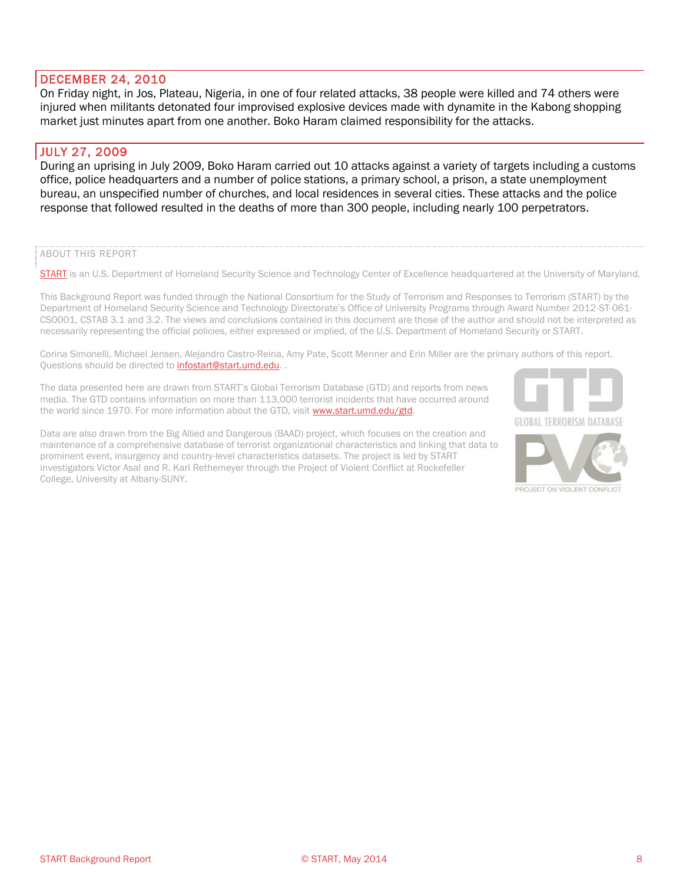## DECEMBER 24, 2010

On Friday night, in Jos, Plateau, Nigeria, in one of four related attacks, 38 people were killed and 74 others were injured when militants detonated four improvised explosive devices made with dynamite in the Kabong shopping market just minutes apart from one another. Boko Haram claimed responsibility for the attacks.

## JULY 27, 2009

During an uprising in July 2009, Boko Haram carried out 10 attacks against a variety of targets including a customs office, police headquarters and a number of police stations, a primary school, a prison, a state unemployment bureau, an unspecified number of churches, and local residences in several cities. These attacks and the police response that followed resulted in the deaths of more than 300 people, including nearly 100 perpetrators.

### ABOUT THIS REPORT

START is an U.S. Department of Homeland Security Science and Technology Center of Excellence headquartered at the University of Maryland.

This Background Report was funded through the National Consortium for the Study of Terrorism and Responses to Terrorism (START) by the Department of Homeland Security Science and Technology Directorate's Office of University Programs through Award Number 2012-ST-061-CS0001, CSTAB 3.1 and 3.2. The views and conclusions contained in this document are those of the author and should not be interpreted as necessarily representing the official policies, either expressed or implied, of the U.S. Department of Homeland Security or START.

Corina Simonelli, Michael Jensen, Alejandro Castro-Reina, Amy Pate, Scott Menner and Erin Miller are the primary authors of this report. Questions should be directed to infostart@start.umd.edu. .

The data presented here are drawn from START's Global Terrorism Database (GTD) and reports from news media. The GTD contains information on more than 113,000 terrorist incidents that have occurred around the world since 1970. For more information about the GTD, visit www.start.umd.edu/gtd.

Data are also drawn from the Big Allied and Dangerous (BAAD) project, which focuses on the creation and maintenance of a comprehensive database of terrorist organizational characteristics and linking that data to prominent event, insurgency and country-level characteristics datasets. The project is led by START investigators Victor Asal and R. Karl Rethemeyer through the Project of Violent Conflict at Rockefeller College, University at Albany-SUNY.